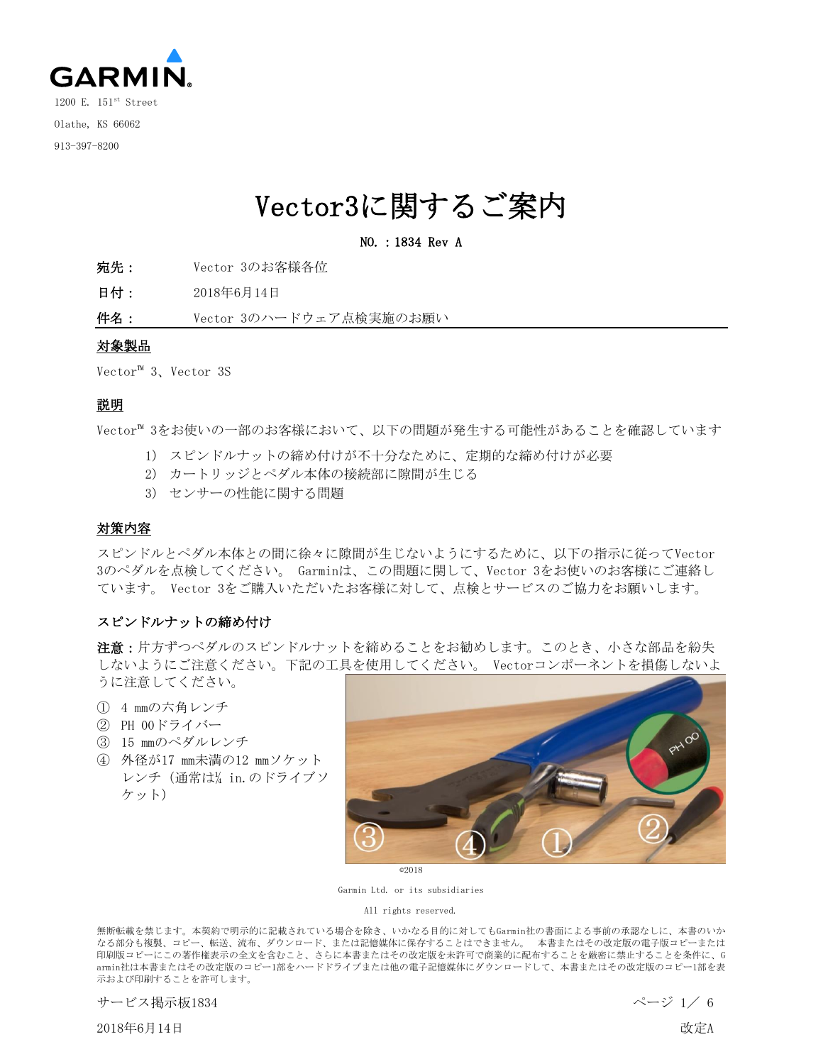GARMIN.

1200 E. 151st Street

Olathe, KS 66062

913-397-8200

# Vector3に関するご案内

**NO. : 1834 Rev A**

**宛先：** Vector 3のお客様各位

**日付：** 2018年6月14日

**件名：** Vector 3のハードウェア点検実施のお願い

## 対象製品

Vector™ 3、Vector 3S

## 説明

Vector™ 3をお使いの一部のお客様において、以下の問題が発生する可能性があることを確認しています

1) スピンドルナットの締め付けが不十分なために、定期的な締め付けが必要
2) カートリッジとペダル本体の接続部に隙間が生じる
3) センサーの性能に関する問題

## 対策内容

スピンドルとペダル本体との間に徐々に隙間が生じないようにするために、以下の指示に従ってVector 3のペダルを点検してください。 Garminは、この問題に関して、Vector 3をお使いのお客様にご連絡しています。 Vector 3をご購入いただいたお客様に対して、点検とサービスのご協力をお願いします。

### スピンドルナットの締め付け

**注意：**片方ずつペダルのスピンドルナットを締めることをお勧めします。このとき、小さな部品を紛失しないようにご注意ください。下記の工具を使用してください。 Vectorコンポーネントを損傷しないように注意してください。

① 4 mmの六角レンチ
② PH 00ドライバー
③ 15 mmのペダルレンチ
④ 外径が17 mm未満の12 mmソケットレンチ（通常は¼ in.のドライブソケット）

©2018

Garmin Ltd. or its subsidiaries

All rights reserved.

無断転載を禁じます。本契約で明示的に記載されている場合を除き、いかなる目的に対してもGarmin社の書面による事前の承認なしに、本書のいかなる部分も複製、コピー、転送、流布、ダウンロード、または記憶媒体に保存することはできません。 本書またはその改定版の電子版コピーまたは印刷版コピーにこの著作権表示の全文を含むこと、さらに本書またはその改定版を未許可で商業的に配布することを厳密に禁止することを条件に、Garmin社は本書またはその改定版のコピー1部をハードドライブまたは他の電子記憶媒体にダウンロードして、本書またはその改定版のコピー1部を表示および印刷することを許可します。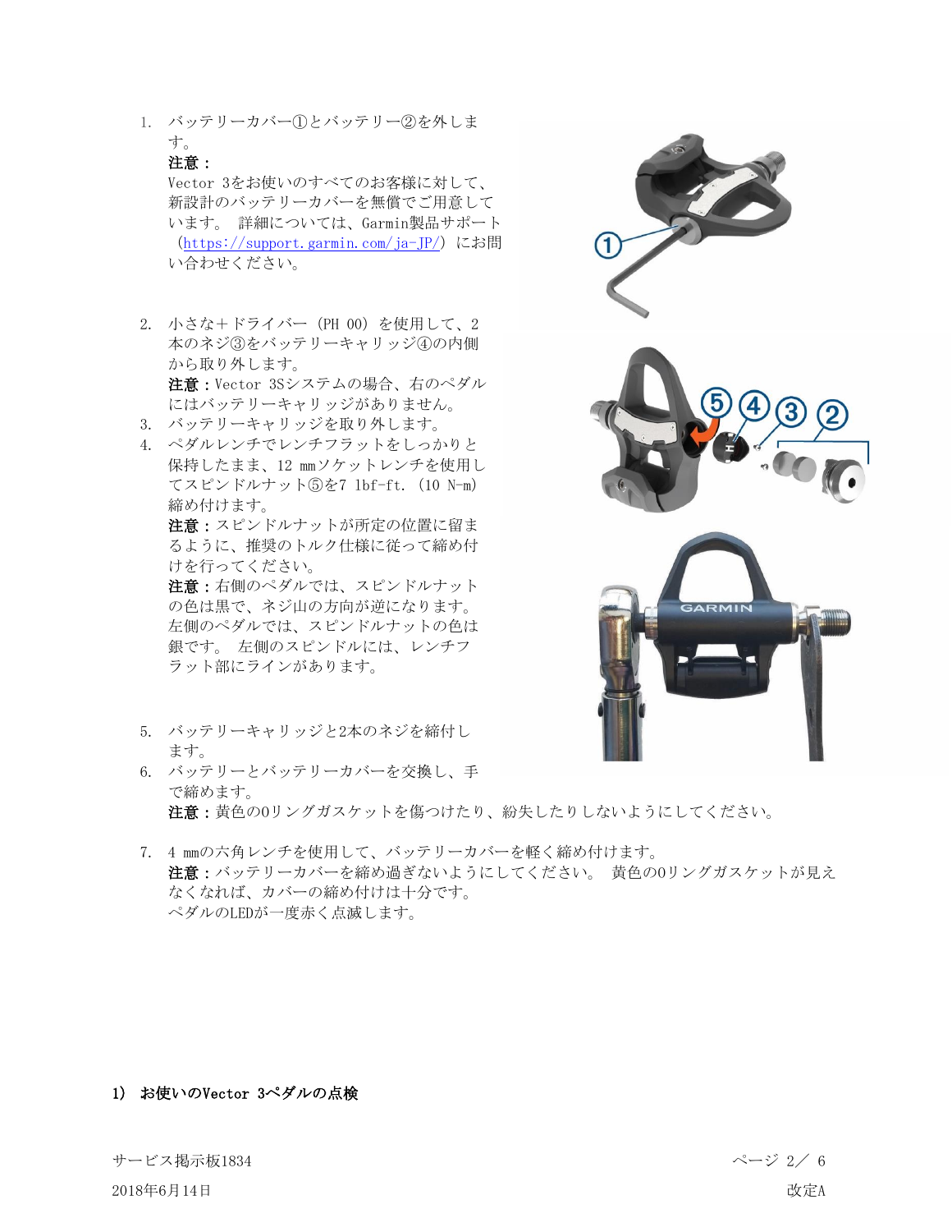1. バッテリーカバー①とバッテリー②を外します。
   **注意：**
   Vector 3をお使いのすべてのお客様に対して、新設計のバッテリーカバーを無償でご用意しています。 詳細については、Garmin製品サポート（https://support.garmin.com/ja-JP/）にお問い合わせください。

2. 小さな＋ドライバー（PH 00）を使用して、2本のネジ③をバッテリーキャリッジ④の内側から取り外します。
   **注意：**Vector 3Sシステムの場合、右のペダルにはバッテリーキャリッジがありません。
3. バッテリーキャリッジを取り外します。
4. ペダルレンチでレンチフラットをしっかりと保持したまま、12 mmソケットレンチを使用してスピンドルナット⑤を7 lbf-ft.（10 N-m）締め付けます。
   **注意：**スピンドルナットが所定の位置に留まるように、推奨のトルク仕様に従って締め付けを行ってください。
   **注意：**右側のペダルでは、スピンドルナットの色は黒で、ネジ山の方向が逆になります。 左側のペダルでは、スピンドルナットの色は銀です。 左側のスピンドルには、レンチフラット部にラインがあります。

5. バッテリーキャリッジと2本のネジを締付します。
6. バッテリーとバッテリーカバーを交換し、手で締めます。
   **注意：**黄色のOリングガスケットを傷つけたり、紛失したりしないようにしてください。

7. 4 mmの六角レンチを使用して、バッテリーカバーを軽く締め付けます。
   **注意：**バッテリーカバーを締め過ぎないようにしてください。 黄色のOリングガスケットが見えなくなれば、カバーの締め付けは十分です。
   ペダルのLEDが一度赤く点滅します。

**1） お使いのVector 3ペダルの点検**

サービス掲示板1834

2018年6月14日

改定A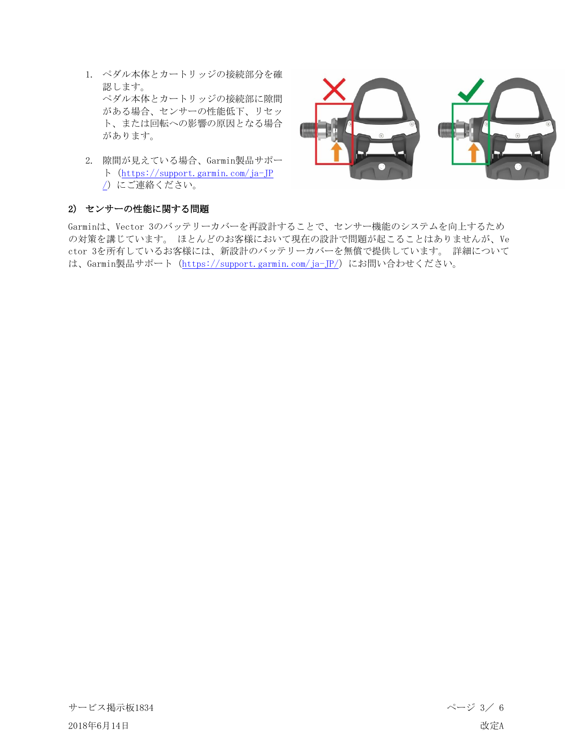1. ペダル本体とカートリッジの接続部分を確認します。
   ペダル本体とカートリッジの接続部に隙間がある場合、センサーの性能低下、リセット、または回転への影響の原因となる場合があります。

2. 隙間が見えている場合、Garmin製品サポート（https://support.garmin.com/ja-JP/）にご連絡ください。

**2) センサーの性能に関する問題**

Garminは、Vector 3のバッテリーカバーを再設計することで、センサー機能のシステムを向上するための対策を講じています。 ほとんどのお客様において現在の設計で問題が起こることはありませんが、Vector 3を所有しているお客様には、新設計のバッテリーカバーを無償で提供しています。 詳細については、Garmin製品サポート（https://support.garmin.com/ja-JP/）にお問い合わせください。

サービス掲示板1834

2018年6月14日

改定A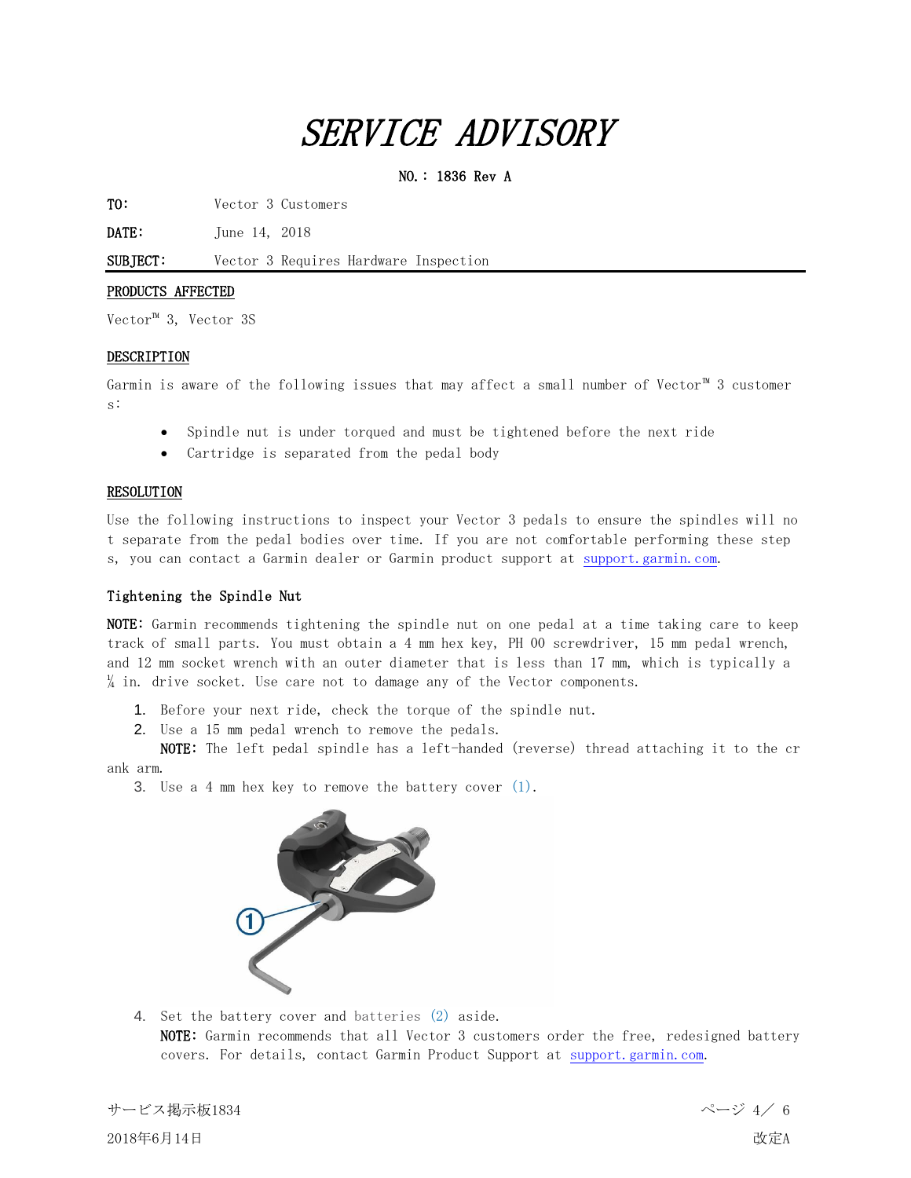# SERVICE ADVISORY

**NO.：1836 Rev A**

**TO:** Vector 3 Customers

**DATE:** June 14, 2018

**SUBJECT:** Vector 3 Requires Hardware Inspection

## PRODUCTS AFFECTED

Vector™ 3, Vector 3S

## DESCRIPTION

Garmin is aware of the following issues that may affect a small number of Vector™ 3 customers:

- Spindle nut is under torqued and must be tightened before the next ride
- Cartridge is separated from the pedal body

## RESOLUTION

Use the following instructions to inspect your Vector 3 pedals to ensure the spindles will not separate from the pedal bodies over time. If you are not comfortable performing these steps, you can contact a Garmin dealer or Garmin product support at support.garmin.com.

### Tightening the Spindle Nut

**NOTE:** Garmin recommends tightening the spindle nut on one pedal at a time taking care to keep track of small parts. You must obtain a 4 mm hex key, PH 00 screwdriver, 15 mm pedal wrench, and 12 mm socket wrench with an outer diameter that is less than 17 mm, which is typically a ¼ in. drive socket. Use care not to damage any of the Vector components.

1. Before your next ride, check the torque of the spindle nut.
2. Use a 15 mm pedal wrench to remove the pedals.
   **NOTE:** The left pedal spindle has a left-handed (reverse) thread attaching it to the crank arm.
3. Use a 4 mm hex key to remove the battery cover (1).
4. Set the battery cover and batteries (2) aside.
   **NOTE:** Garmin recommends that all Vector 3 customers order the free, redesigned battery covers. For details, contact Garmin Product Support at support.garmin.com.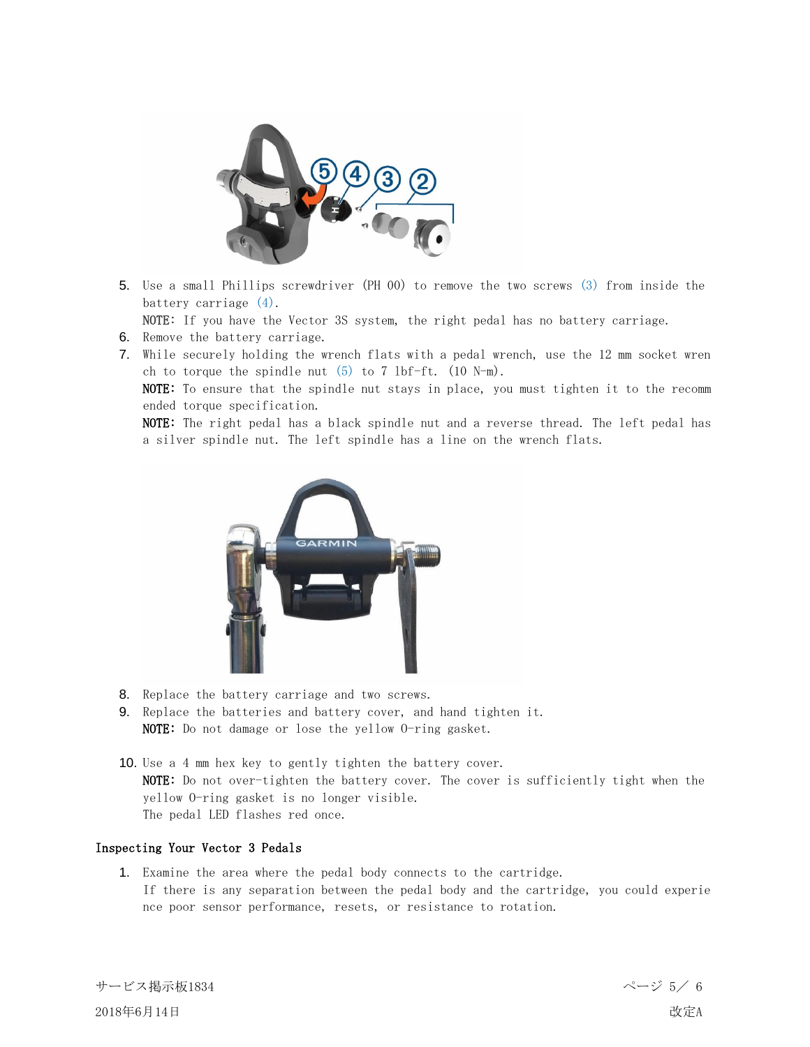5. Use a small Phillips screwdriver (PH 00) to remove the two screws (3) from inside the battery carriage (4).
   NOTE: If you have the Vector 3S system, the right pedal has no battery carriage.
6. Remove the battery carriage.
7. While securely holding the wrench flats with a pedal wrench, use the 12 mm socket wrench to torque the spindle nut (5) to 7 lbf-ft. (10 N-m).
   **NOTE**: To ensure that the spindle nut stays in place, you must tighten it to the recommended torque specification.
   **NOTE**: The right pedal has a black spindle nut and a reverse thread. The left pedal has a silver spindle nut. The left spindle has a line on the wrench flats.
8. Replace the battery carriage and two screws.
9. Replace the batteries and battery cover, and hand tighten it.
   **NOTE**: Do not damage or lose the yellow O-ring gasket.
10. Use a 4 mm hex key to gently tighten the battery cover.
    **NOTE**: Do not over-tighten the battery cover. The cover is sufficiently tight when the yellow O-ring gasket is no longer visible.
    The pedal LED flashes red once.

### Inspecting Your Vector 3 Pedals

1. Examine the area where the pedal body connects to the cartridge.
   If there is any separation between the pedal body and the cartridge, you could experience poor sensor performance, resets, or resistance to rotation.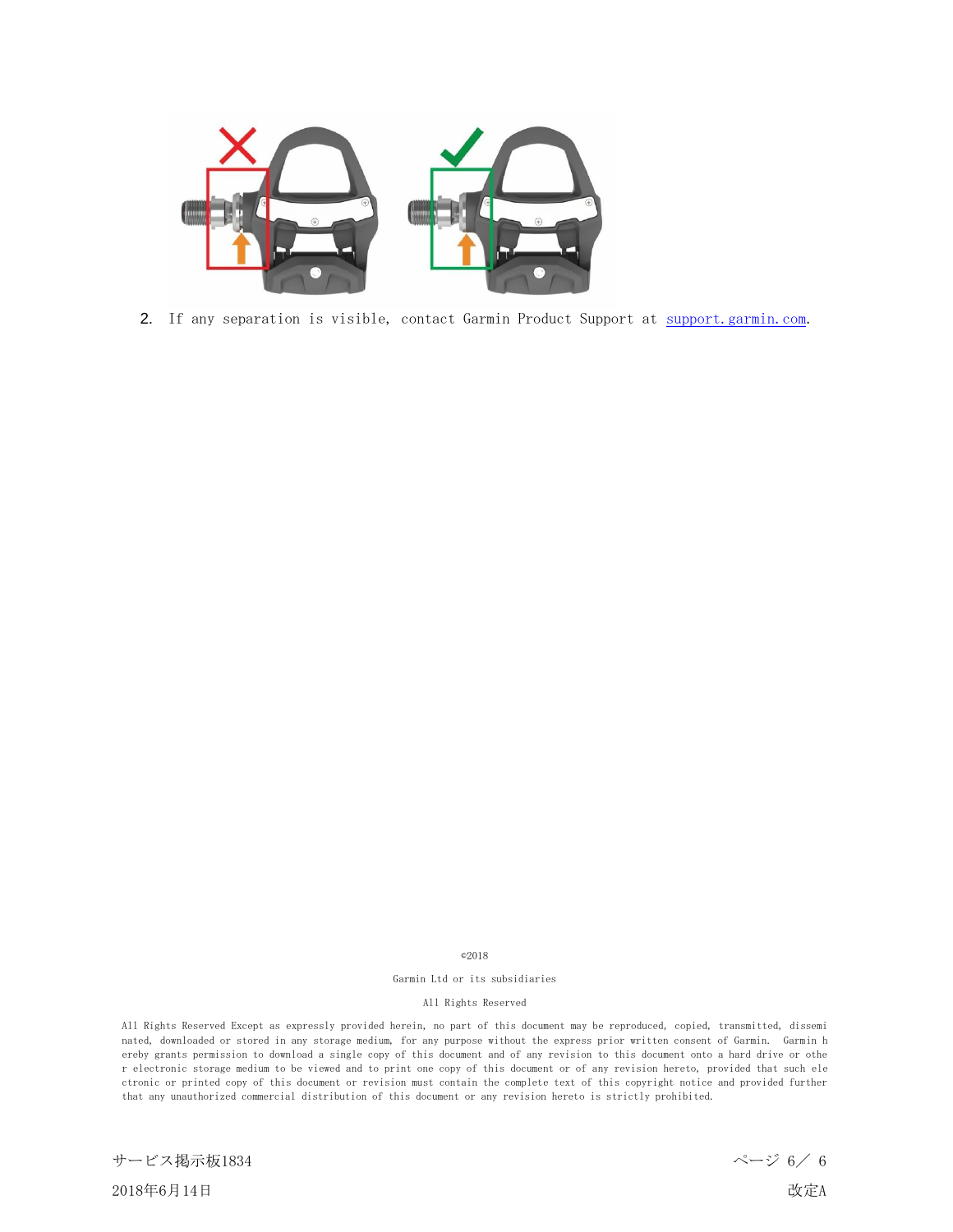2. If any separation is visible, contact Garmin Product Support at support.garmin.com.

©2018

Garmin Ltd or its subsidiaries

All Rights Reserved

All Rights Reserved Except as expressly provided herein, no part of this document may be reproduced, copied, transmitted, disseminated, downloaded or stored in any storage medium, for any purpose without the express prior written consent of Garmin. Garmin hereby grants permission to download a single copy of this document and of any revision to this document onto a hard drive or other electronic storage medium to be viewed and to print one copy of this document or of any revision hereto, provided that such electronic or printed copy of this document or revision must contain the complete text of this copyright notice and provided further that any unauthorized commercial distribution of this document or any revision hereto is strictly prohibited.